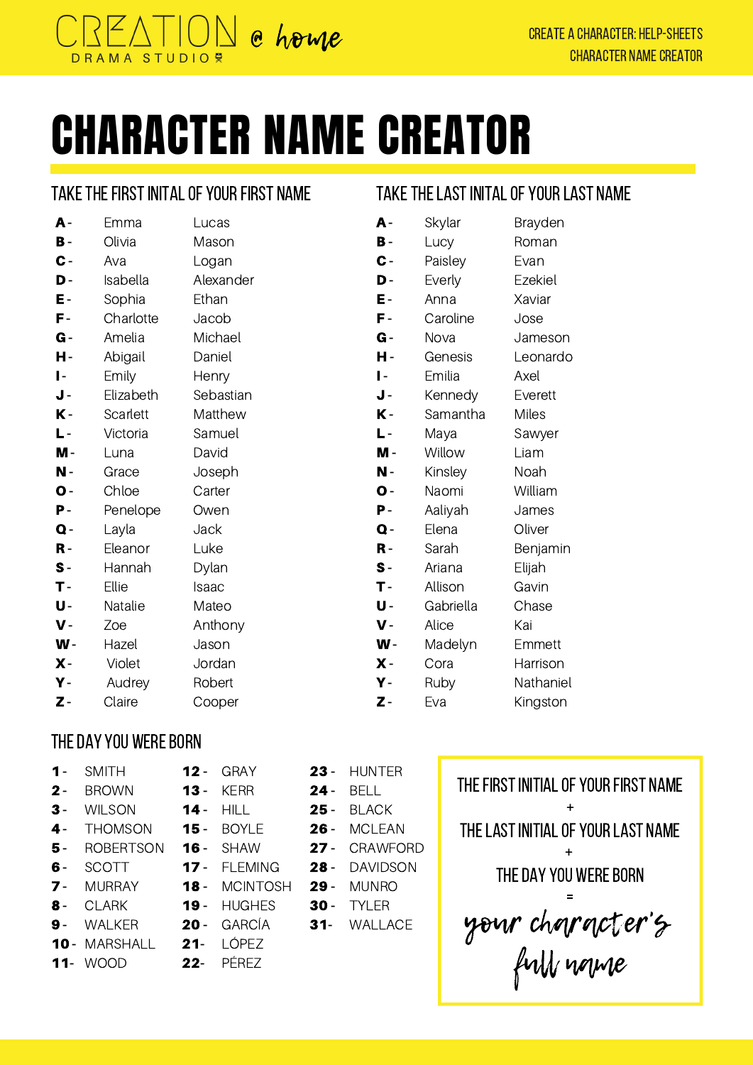CREATION DRAMA STUDIO @ home

CREATE A CHARACTER: HELP-SHEETS
CHARACTER NAME CREATOR

# CHARACTER NAME CREATOR

## TAKE THE FIRST INITAL OF YOUR FIRST NAME

| | | |
|---|---|---|
| **A** - | Emma | Lucas |
| **B** - | Olivia | Mason |
| **C** - | Ava | Logan |
| **D** - | Isabella | Alexander |
| **E** - | Sophia | Ethan |
| **F** - | Charlotte | Jacob |
| **G** - | Amelia | Michael |
| **H** - | Abigail | Daniel |
| **I** - | Emily | Henry |
| **J** - | Elizabeth | Sebastian |
| **K** - | Scarlett | Matthew |
| **L** - | Victoria | Samuel |
| **M** - | Luna | David |
| **N** - | Grace | Joseph |
| **O** - | Chloe | Carter |
| **P** - | Penelope | Owen |
| **Q** - | Layla | Jack |
| **R** - | Eleanor | Luke |
| **S** - | Hannah | Dylan |
| **T** - | Ellie | Isaac |
| **U** - | Natalie | Mateo |
| **V** - | Zoe | Anthony |
| **W** - | Hazel | Jason |
| **X** - | Violet | Jordan |
| **Y** - | Audrey | Robert |
| **Z** - | Claire | Cooper |

## TAKE THE LAST INITAL OF YOUR LAST NAME

| | | |
|---|---|---|
| **A** - | Skylar | Brayden |
| **B** - | Lucy | Roman |
| **C** - | Paisley | Evan |
| **D** - | Everly | Ezekiel |
| **E** - | Anna | Xaviar |
| **F** - | Caroline | Jose |
| **G** - | Nova | Jameson |
| **H** - | Genesis | Leonardo |
| **I** - | Emilia | Axel |
| **J** - | Kennedy | Everett |
| **K** - | Samantha | Miles |
| **L** - | Maya | Sawyer |
| **M** - | Willow | Liam |
| **N** - | Kinsley | Noah |
| **O** - | Naomi | William |
| **P** - | Aaliyah | James |
| **Q** - | Elena | Oliver |
| **R** - | Sarah | Benjamin |
| **S** - | Ariana | Elijah |
| **T** - | Allison | Gavin |
| **U** - | Gabriella | Chase |
| **V** - | Alice | Kai |
| **W** - | Madelyn | Emmett |
| **X** - | Cora | Harrison |
| **Y** - | Ruby | Nathaniel |
| **Z** - | Eva | Kingston |

## THE DAY YOU WERE BORN

| | | | | | |
|---|---|---|---|---|---|
| **1** - | SMITH | **12** - | GRAY | **23** - | HUNTER |
| **2** - | BROWN | **13** - | KERR | **24** - | BELL |
| **3** - | WILSON | **14** - | HILL | **25** - | BLACK |
| **4** - | THOMSON | **15** - | BOYLE | **26** - | MCLEAN |
| **5** - | ROBERTSON | **16** - | SHAW | **27** - | CRAWFORD |
| **6** - | SCOTT | **17** - | FLEMING | **28** - | DAVIDSON |
| **7** - | MURRAY | **18** - | MCINTOSH | **29** - | MUNRO |
| **8** - | CLARK | **19** - | HUGHES | **30** - | TYLER |
| **9** - | WALKER | **20** - | GARCÍA | **31** - | WALLACE |
| **10** - | MARSHALL | **21** - | LÓPEZ | | |
| **11** - | WOOD | **22** - | PÉREZ | | |

THE FIRST INITIAL OF YOUR FIRST NAME
+
THE LAST INITIAL OF YOUR LAST NAME
+
THE DAY YOU WERE BORN
=
*your character's full name*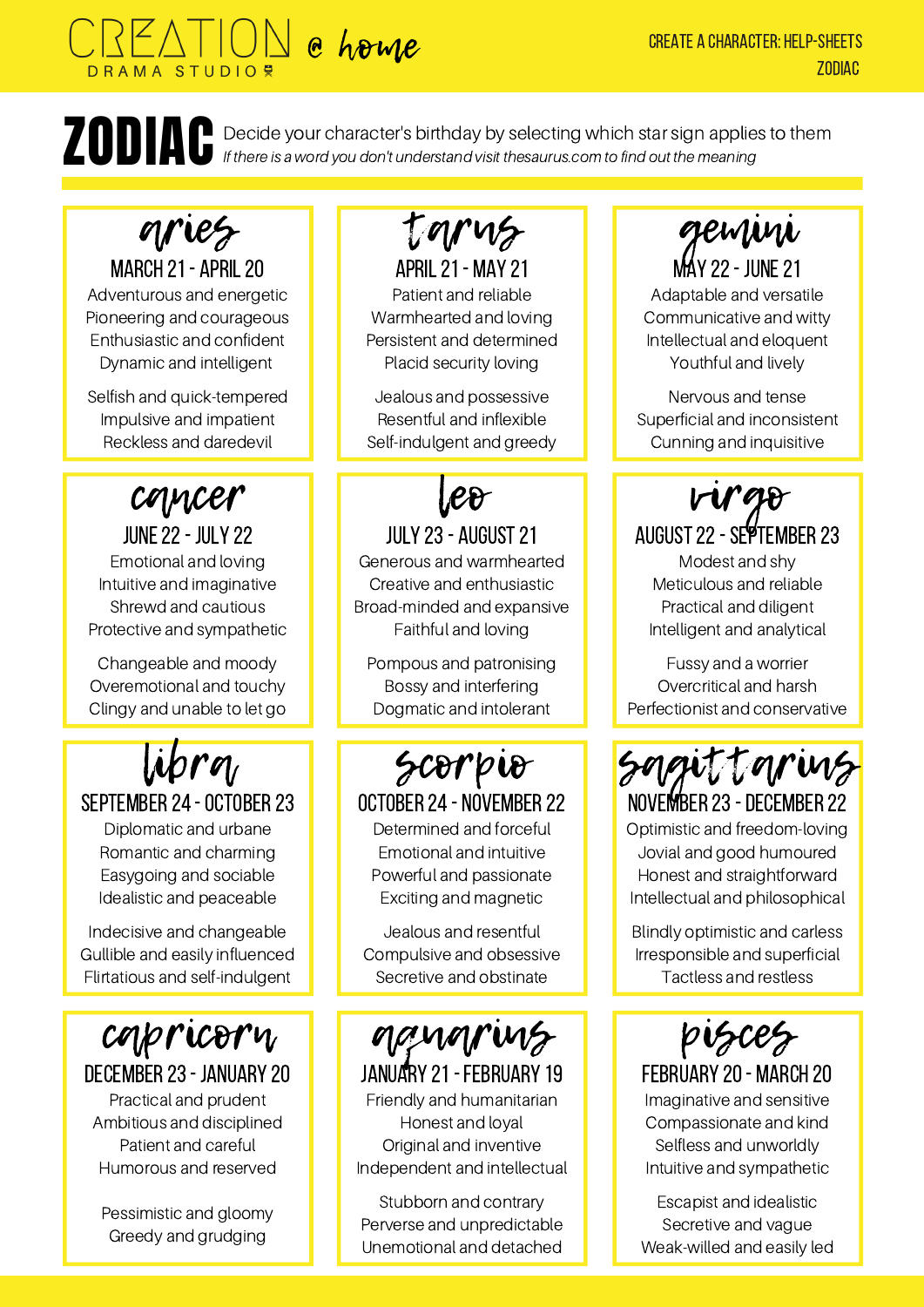# ZODIAC

Decide your character's birthday by selecting which star sign applies to them

*If there is a word you don't understand visit thesaurus.com to find out the meaning*

## aries

**MARCH 21 - APRIL 20**

Adventurous and energetic
Pioneering and courageous
Enthusiastic and confident
Dynamic and intelligent

Selfish and quick-tempered
Impulsive and impatient
Reckless and daredevil

## tarus

**APRIL 21 - MAY 21**

Patient and reliable
Warmhearted and loving
Persistent and determined
Placid security loving

Jealous and possessive
Resentful and inflexible
Self-indulgent and greedy

## gemini

**MAY 22 - JUNE 21**

Adaptable and versatile
Communicative and witty
Intellectual and eloquent
Youthful and lively

Nervous and tense
Superficial and inconsistent
Cunning and inquisitive

## cancer

**JUNE 22 - JULY 22**

Emotional and loving
Intuitive and imaginative
Shrewd and cautious
Protective and sympathetic

Changeable and moody
Overemotional and touchy
Clingy and unable to let go

## leo

**JULY 23 - AUGUST 21**

Generous and warmhearted
Creative and enthusiastic
Broad-minded and expansive
Faithful and loving

Pompous and patronising
Bossy and interfering
Dogmatic and intolerant

## virgo

**AUGUST 22 - SEPTEMBER 23**

Modest and shy
Meticulous and reliable
Practical and diligent
Intelligent and analytical

Fussy and a worrier
Overcritical and harsh
Perfectionist and conservative

## libra

**SEPTEMBER 24 - OCTOBER 23**

Diplomatic and urbane
Romantic and charming
Easygoing and sociable
Idealistic and peaceable

Indecisive and changeable
Gullible and easily influenced
Flirtatious and self-indulgent

## scorpio

**OCTOBER 24 - NOVEMBER 22**

Determined and forceful
Emotional and intuitive
Powerful and passionate
Exciting and magnetic

Jealous and resentful
Compulsive and obsessive
Secretive and obstinate

## sagittarius

**NOVEMBER 23 - DECEMBER 22**

Optimistic and freedom-loving
Jovial and good humoured
Honest and straightforward
Intellectual and philosophical

Blindly optimistic and carless
Irresponsible and superficial
Tactless and restless

## capricorn

**DECEMBER 23 - JANUARY 20**

Practical and prudent
Ambitious and disciplined
Patient and careful
Humorous and reserved

Pessimistic and gloomy
Greedy and grudging

## aquarius

**JANUARY 21 - FEBRUARY 19**

Friendly and humanitarian
Honest and loyal
Original and inventive
Independent and intellectual

Stubborn and contrary
Perverse and unpredictable
Unemotional and detached

## pisces

**FEBRUARY 20 - MARCH 20**

Imaginative and sensitive
Compassionate and kind
Selfless and unworldly
Intuitive and sympathetic

Escapist and idealistic
Secretive and vague
Weak-willed and easily led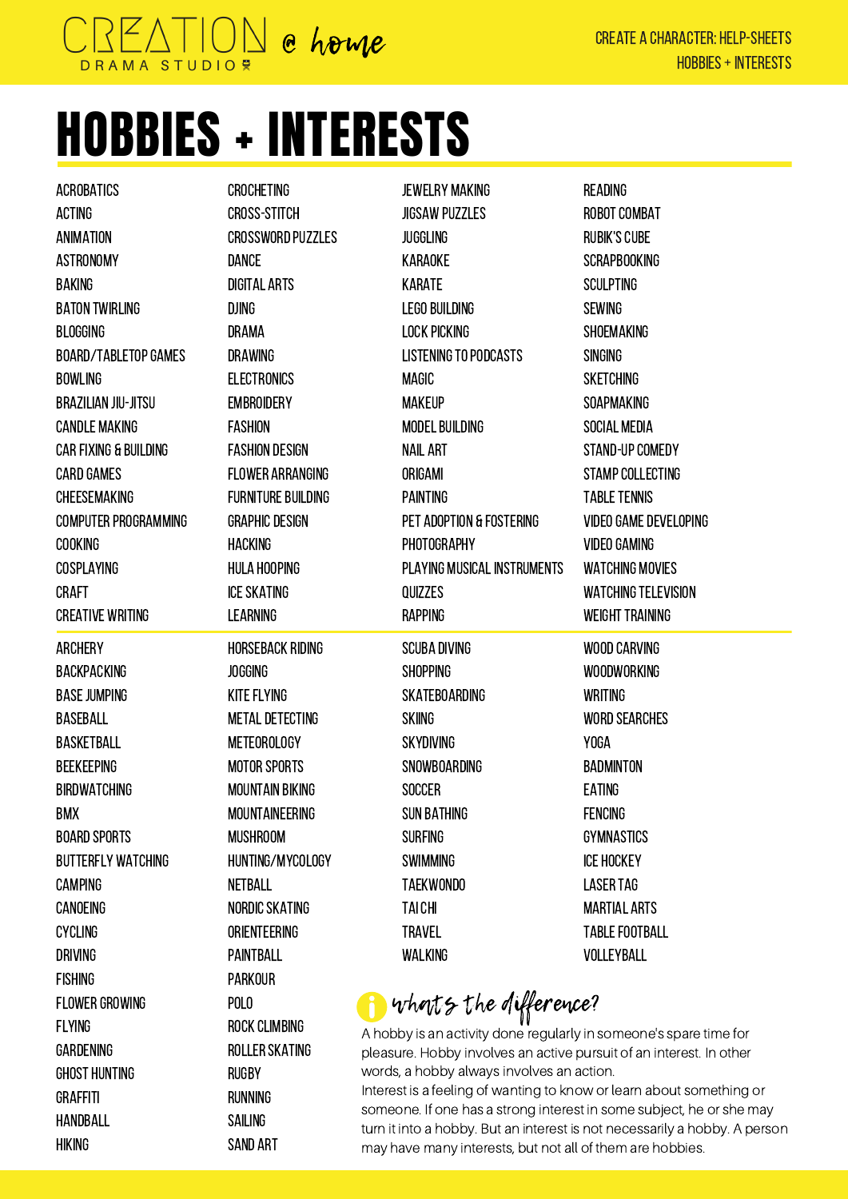# HOBBIES + INTERESTS

- ACROBATICS
- ACTING
- ANIMATION
- ASTRONOMY
- BAKING
- BATON TWIRLING
- BLOGGING
- BOARD/TABLETOP GAMES
- BOWLING
- BRAZILIAN JIU-JITSU
- CANDLE MAKING
- CAR FIXING & BUILDING
- CARD GAMES
- CHEESEMAKING
- COMPUTER PROGRAMMING
- COOKING
- COSPLAYING
- CRAFT
- CREATIVE WRITING
- CROCHETING
- CROSS-STITCH
- CROSSWORD PUZZLES
- DANCE
- DIGITAL ARTS
- DJING
- DRAMA
- DRAWING
- ELECTRONICS
- EMBROIDERY
- FASHION
- FASHION DESIGN
- FLOWER ARRANGING
- FURNITURE BUILDING
- GRAPHIC DESIGN
- HACKING
- HULA HOOPING
- ICE SKATING
- LEARNING
- JEWELRY MAKING
- JIGSAW PUZZLES
- JUGGLING
- KARAOKE
- KARATE
- LEGO BUILDING
- LOCK PICKING
- LISTENING TO PODCASTS
- MAGIC
- MAKEUP
- MODEL BUILDING
- NAIL ART
- ORIGAMI
- PAINTING
- PET ADOPTION & FOSTERING
- PHOTOGRAPHY
- PLAYING MUSICAL INSTRUMENTS
- QUIZZES
- RAPPING
- READING
- ROBOT COMBAT
- RUBIK'S CUBE
- SCRAPBOOKING
- SCULPTING
- SEWING
- SHOEMAKING
- SINGING
- SKETCHING
- SOAPMAKING
- SOCIAL MEDIA
- STAND-UP COMEDY
- STAMP COLLECTING
- TABLE TENNIS
- VIDEO GAME DEVELOPING
- VIDEO GAMING
- WATCHING MOVIES
- WATCHING TELEVISION
- WEIGHT TRAINING

---

- ARCHERY
- BACKPACKING
- BASE JUMPING
- BASEBALL
- BASKETBALL
- BEEKEEPING
- BIRDWATCHING
- BMX
- BOARD SPORTS
- BUTTERFLY WATCHING
- CAMPING
- CANOEING
- CYCLING
- DRIVING
- FISHING
- FLOWER GROWING
- FLYING
- GARDENING
- GHOST HUNTING
- GRAFFITI
- HANDBALL
- HIKING
- HORSEBACK RIDING
- JOGGING
- KITE FLYING
- METAL DETECTING
- METEOROLOGY
- MOTOR SPORTS
- MOUNTAIN BIKING
- MOUNTAINEERING
- MUSHROOM HUNTING/MYCOLOGY
- NETBALL
- NORDIC SKATING
- ORIENTEERING
- PAINTBALL
- PARKOUR
- POLO
- ROCK CLIMBING
- ROLLER SKATING
- RUGBY
- RUNNING
- SAILING
- SAND ART
- SCUBA DIVING
- SHOPPING
- SKATEBOARDING
- SKIING
- SKYDIVING
- SNOWBOARDING
- SOCCER
- SUN BATHING
- SURFING
- SWIMMING
- TAEKWONDO
- TAI CHI
- TRAVEL
- WALKING
- WOOD CARVING
- WOODWORKING
- WRITING
- WORD SEARCHES
- YOGA
- BADMINTON
- EATING
- FENCING
- GYMNASTICS
- ICE HOCKEY
- LASER TAG
- MARTIAL ARTS
- TABLE FOOTBALL
- VOLLEYBALL

## what's the difference?

A hobby is an activity done regularly in someone's spare time for pleasure. Hobby involves an active pursuit of an interest. In other words, a hobby always involves an action.

Interest is a feeling of wanting to know or learn about something or someone. If one has a strong interest in some subject, he or she may turn it into a hobby. But an interest is not necessarily a hobby. A person may have many interests, but not all of them are hobbies.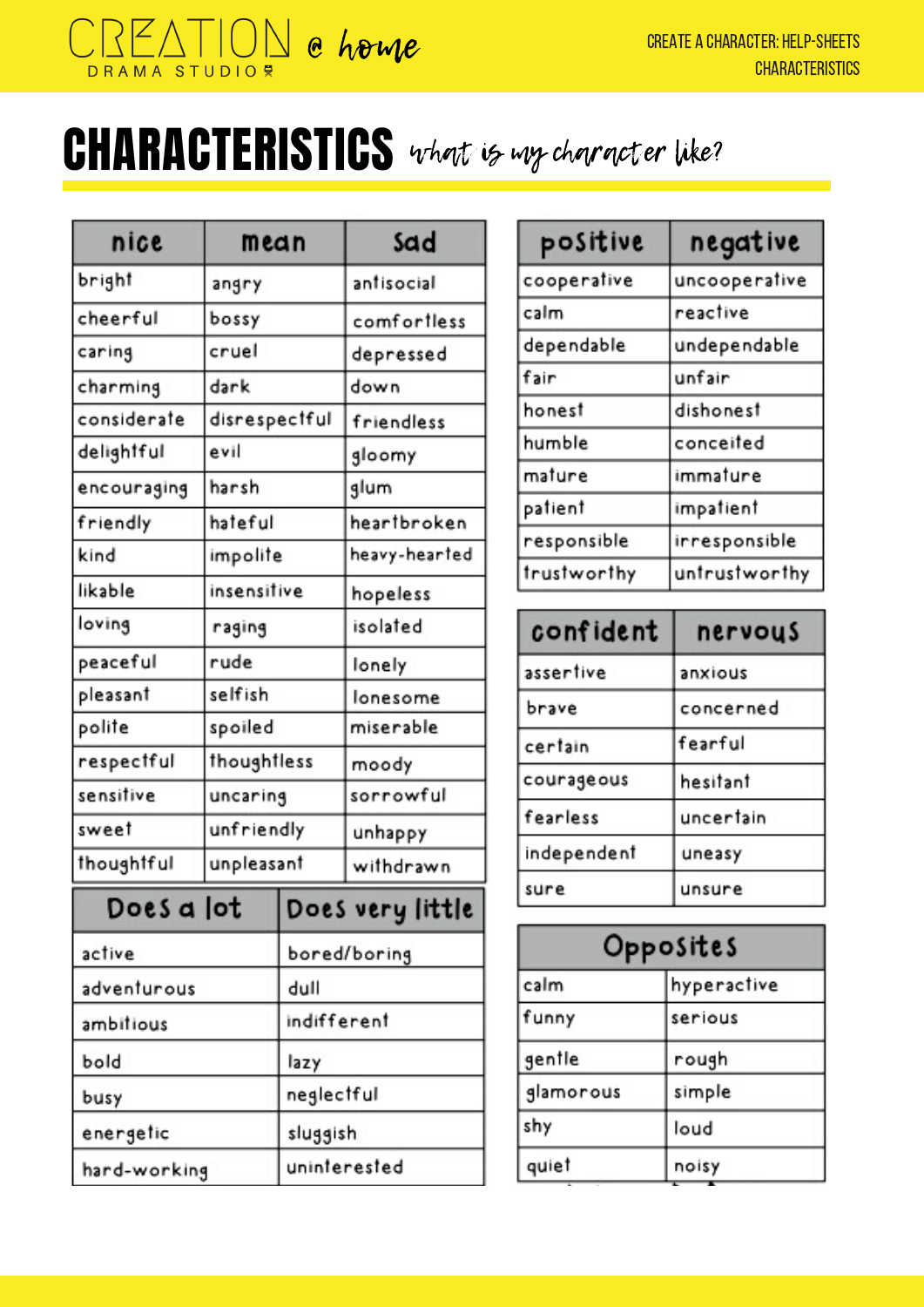# CHARACTERISTICS *what is my character like?*

| nice | mean | sad |
|---|---|---|
| bright | angry | antisocial |
| cheerful | bossy | comfortless |
| caring | cruel | depressed |
| charming | dark | down |
| considerate | disrespectful | friendless |
| delightful | evil | gloomy |
| encouraging | harsh | glum |
| friendly | hateful | heartbroken |
| kind | impolite | heavy-hearted |
| likable | insensitive | hopeless |
| loving | raging | isolated |
| peaceful | rude | lonely |
| pleasant | selfish | lonesome |
| polite | spoiled | miserable |
| respectful | thoughtless | moody |
| sensitive | uncaring | sorrowful |
| sweet | unfriendly | unhappy |
| thoughtful | unpleasant | withdrawn |

| Does a lot | Does very little |
|---|---|
| active | bored/boring |
| adventurous | dull |
| ambitious | indifferent |
| bold | lazy |
| busy | neglectful |
| energetic | sluggish |
| hard-working | uninterested |

| positive | negative |
|---|---|
| cooperative | uncooperative |
| calm | reactive |
| dependable | undependable |
| fair | unfair |
| honest | dishonest |
| humble | conceited |
| mature | immature |
| patient | impatient |
| responsible | irresponsible |
| trustworthy | untrustworthy |

| confident | nervous |
|---|---|
| assertive | anxious |
| brave | concerned |
| certain | fearful |
| courageous | hesitant |
| fearless | uncertain |
| independent | uneasy |
| sure | unsure |

| Opposites | |
|---|---|
| calm | hyperactive |
| funny | serious |
| gentle | rough |
| glamorous | simple |
| shy | loud |
| quiet | noisy |